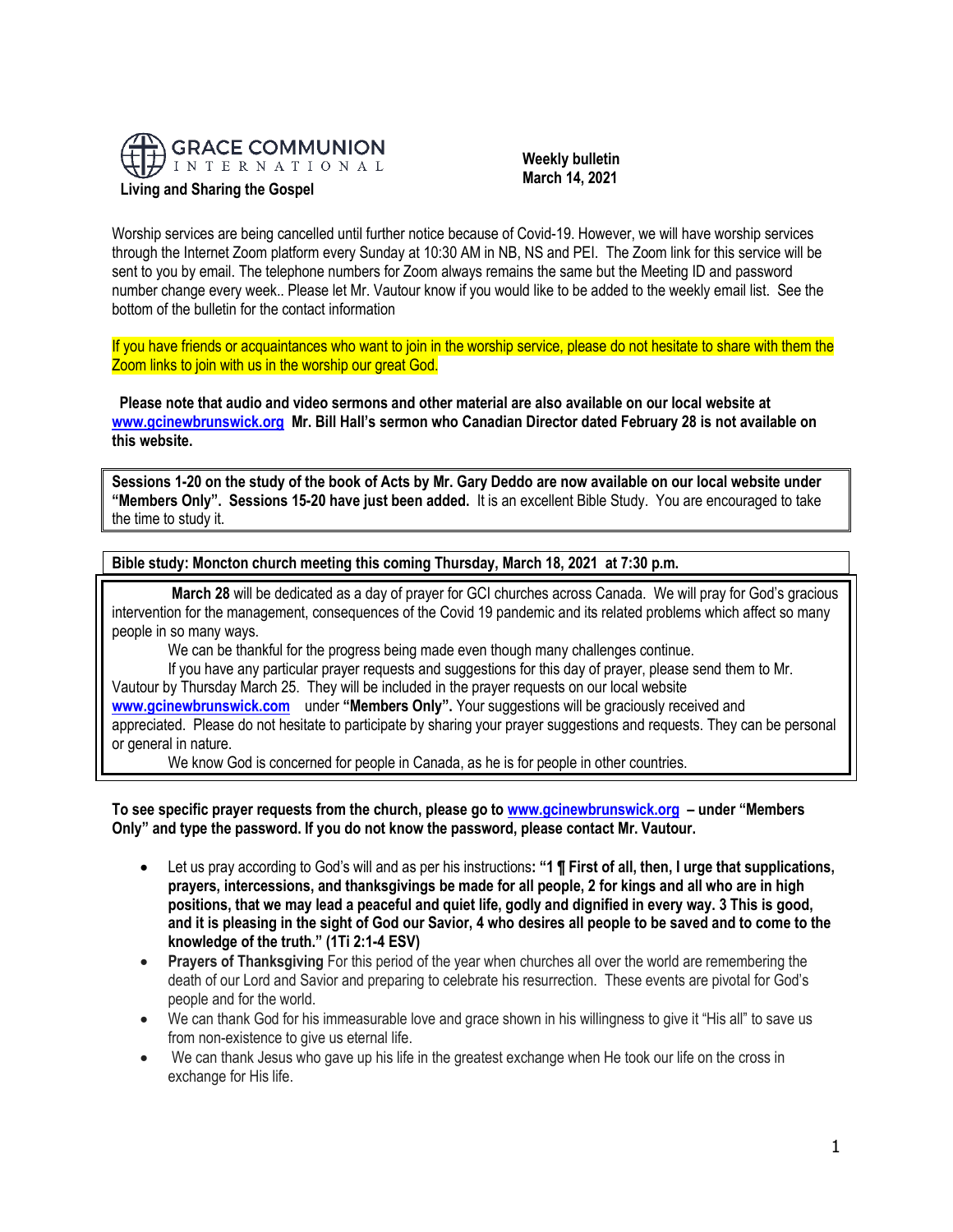**GRACE COMMUNION INTERNATIONAL**

**Living and Sharing the Gospel**

**Weekly bulletin**
**March 14, 2021**

Worship services are being cancelled until further notice because of Covid-19. However, we will have worship services through the Internet Zoom platform every Sunday at 10:30 AM in NB, NS and PEI. The Zoom link for this service will be sent to you by email. The telephone numbers for Zoom always remains the same but the Meeting ID and password number change every week.. Please let Mr. Vautour know if you would like to be added to the weekly email list. See the bottom of the bulletin for the contact information

If you have friends or acquaintances who want to join in the worship service, please do not hesitate to share with them the Zoom links to join with us in the worship our great God.

**Please note that audio and video sermons and other material are also available on our local website at [www.gcinewbrunswick.org](http://www.gcinewbrunswick.org) Mr. Bill Hall's sermon who Canadian Director dated February 28 is not available on this website.**

**Sessions 1-20 on the study of the book of Acts by Mr. Gary Deddo are now available on our local website under "Members Only". Sessions 15-20 have just been added.** It is an excellent Bible Study. You are encouraged to take the time to study it.

**Bible study: Moncton church meeting this coming Thursday, March 18, 2021 at 7:30 p.m.**

**March 28** will be dedicated as a day of prayer for GCI churches across Canada. We will pray for God's gracious intervention for the management, consequences of the Covid 19 pandemic and its related problems which affect so many people in so many ways.

We can be thankful for the progress being made even though many challenges continue.

If you have any particular prayer requests and suggestions for this day of prayer, please send them to Mr. Vautour by Thursday March 25. They will be included in the prayer requests on our local website [www.gcinewbrunswick.com](http://www.gcinewbrunswick.com) under **"Members Only".** Your suggestions will be graciously received and appreciated. Please do not hesitate to participate by sharing your prayer suggestions and requests. They can be personal or general in nature.

We know God is concerned for people in Canada, as he is for people in other countries.

**To see specific prayer requests from the church, please go to [www.gcinewbrunswick.org](http://www.gcinewbrunswick.org) – under "Members Only" and type the password. If you do not know the password, please contact Mr. Vautour.**

- Let us pray according to God's will and as per his instructions**: "1 ¶ First of all, then, I urge that supplications, prayers, intercessions, and thanksgivings be made for all people, 2 for kings and all who are in high positions, that we may lead a peaceful and quiet life, godly and dignified in every way. 3 This is good, and it is pleasing in the sight of God our Savior, 4 who desires all people to be saved and to come to the knowledge of the truth." (1Ti 2:1-4 ESV)**
- **Prayers of Thanksgiving** For this period of the year when churches all over the world are remembering the death of our Lord and Savior and preparing to celebrate his resurrection. These events are pivotal for God's people and for the world.
- We can thank God for his immeasurable love and grace shown in his willingness to give it "His all" to save us from non-existence to give us eternal life.
- We can thank Jesus who gave up his life in the greatest exchange when He took our life on the cross in exchange for His life.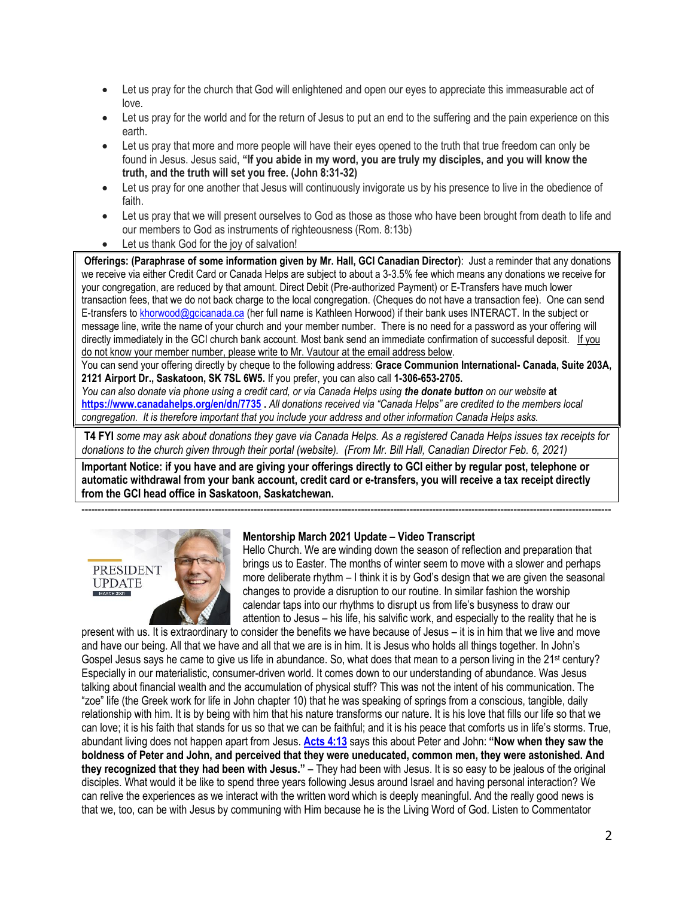- Let us pray for the church that God will enlightened and open our eyes to appreciate this immeasurable act of love.
- Let us pray for the world and for the return of Jesus to put an end to the suffering and the pain experience on this earth.
- Let us pray that more and more people will have their eyes opened to the truth that true freedom can only be found in Jesus. Jesus said, **"If you abide in my word, you are truly my disciples, and you will know the truth, and the truth will set you free. (John 8:31-32)**
- Let us pray for one another that Jesus will continuously invigorate us by his presence to live in the obedience of faith.
- Let us pray that we will present ourselves to God as those as those who have been brought from death to life and our members to God as instruments of righteousness (Rom. 8:13b)
- Let us thank God for the joy of salvation!

**Offerings: (Paraphrase of some information given by Mr. Hall, GCI Canadian Director)**: Just a reminder that any donations we receive via either Credit Card or Canada Helps are subject to about a 3-3.5% fee which means any donations we receive for your congregation, are reduced by that amount. Direct Debit (Pre-authorized Payment) or E-Transfers have much lower transaction fees, that we do not back charge to the local congregation. (Cheques do not have a transaction fee). One can send E-transfers to khorwood@gcicanada.ca (her full name is Kathleen Horwood) if their bank uses INTERACT. In the subject or message line, write the name of your church and your member number. There is no need for a password as your offering will directly immediately in the GCI church bank account. Most bank send an immediate confirmation of successful deposit. If you do not know your member number, please write to Mr. Vautour at the email address below.

You can send your offering directly by cheque to the following address: **Grace Communion International- Canada, Suite 203A, 2121 Airport Dr., Saskatoon, SK 7SL 6W5.** If you prefer, you can also call **1-306-653-2705.**

*You can also donate via phone using a credit card, or via Canada Helps using* ***the donate button*** *on our website* **at https://www.canadahelps.org/en/dn/7735** . *All donations received via "Canada Helps" are credited to the members local congregation. It is therefore important that you include your address and other information Canada Helps asks.*

**T4 FYI** *some may ask about donations they gave via Canada Helps. As a registered Canada Helps issues tax receipts for donations to the church given through their portal (website). (From Mr. Bill Hall, Canadian Director Feb. 6, 2021)*

**Important Notice: if you have and are giving your offerings directly to GCI either by regular post, telephone or automatic withdrawal from your bank account, credit card or e-transfers, you will receive a tax receipt directly from the GCI head office in Saskatoon, Saskatchewan.**

---

PRESIDENT UPDATE
MARCH 2021

### Mentorship March 2021 Update – Video Transcript

Hello Church. We are winding down the season of reflection and preparation that brings us to Easter. The months of winter seem to move with a slower and perhaps more deliberate rhythm – I think it is by God's design that we are given the seasonal changes to provide a disruption to our routine. In similar fashion the worship calendar taps into our rhythms to disrupt us from life's busyness to draw our attention to Jesus – his life, his salvific work, and especially to the reality that he is present with us. It is extraordinary to consider the benefits we have because of Jesus – it is in him that we live and move and have our being. All that we have and all that we are is in him. It is Jesus who holds all things together. In John's Gospel Jesus says he came to give us life in abundance. So, what does that mean to a person living in the 21st century? Especially in our materialistic, consumer-driven world. It comes down to our understanding of abundance. Was Jesus talking about financial wealth and the accumulation of physical stuff? This was not the intent of his communication. The "zoe" life (the Greek work for life in John chapter 10) that he was speaking of springs from a conscious, tangible, daily relationship with him. It is by being with him that his nature transforms our nature. It is his love that fills our life so that we can love; it is his faith that stands for us so that we can be faithful; and it is his peace that comforts us in life's storms. True, abundant living does not happen apart from Jesus. **Acts 4:13** says this about Peter and John: **"Now when they saw the boldness of Peter and John, and perceived that they were uneducated, common men, they were astonished. And they recognized that they had been with Jesus."** – They had been with Jesus. It is so easy to be jealous of the original disciples. What would it be like to spend three years following Jesus around Israel and having personal interaction? We can relive the experiences as we interact with the written word which is deeply meaningful. And the really good news is that we, too, can be with Jesus by communing with Him because he is the Living Word of God. Listen to Commentator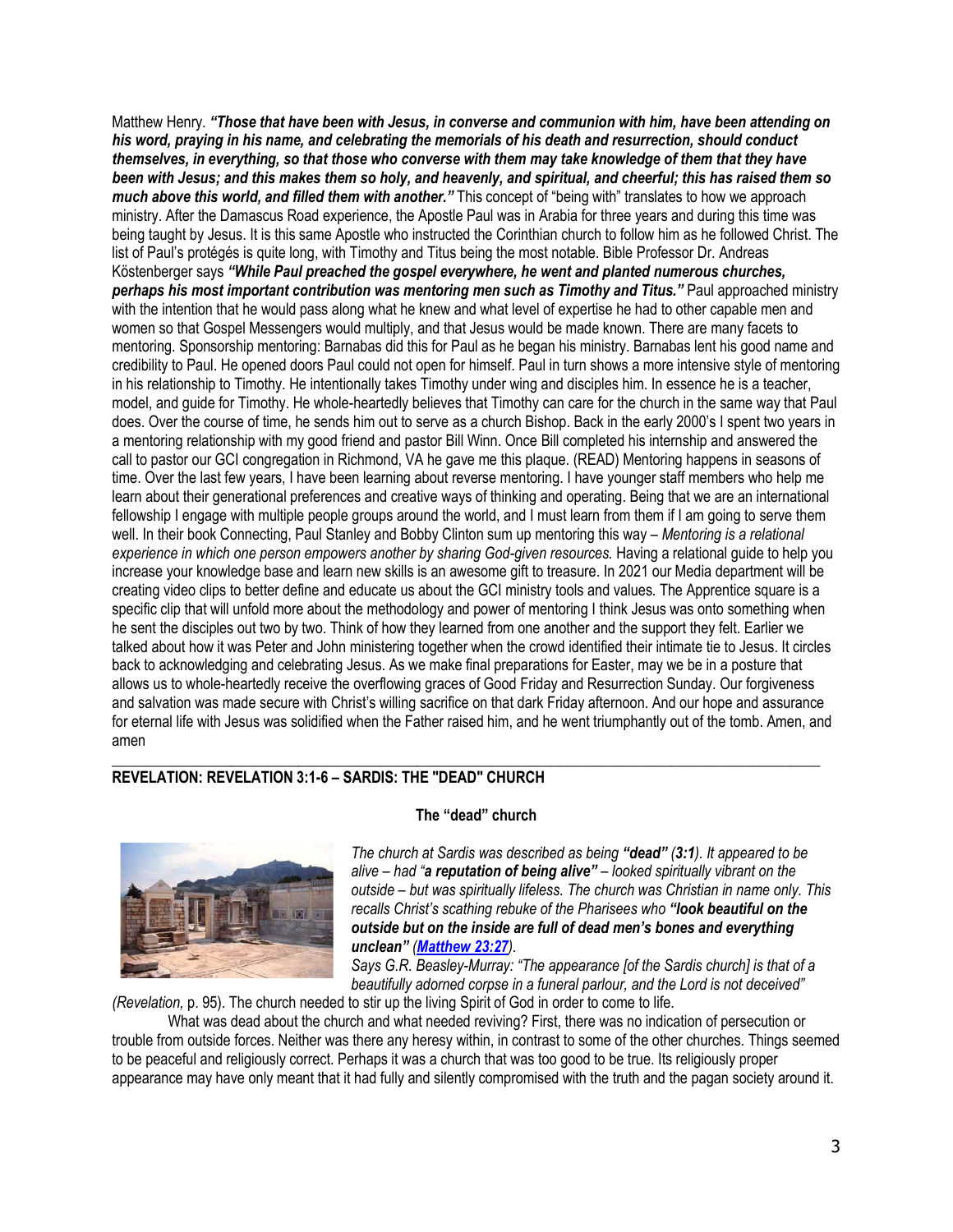Matthew Henry. ***"Those that have been with Jesus, in converse and communion with him, have been attending on his word, praying in his name, and celebrating the memorials of his death and resurrection, should conduct themselves, in everything, so that those who converse with them may take knowledge of them that they have been with Jesus; and this makes them so holy, and heavenly, and spiritual, and cheerful; this has raised them so much above this world, and filled them with another."*** This concept of "being with" translates to how we approach ministry. After the Damascus Road experience, the Apostle Paul was in Arabia for three years and during this time was being taught by Jesus. It is this same Apostle who instructed the Corinthian church to follow him as he followed Christ. The list of Paul's protégés is quite long, with Timothy and Titus being the most notable. Bible Professor Dr. Andreas Köstenberger says ***"While Paul preached the gospel everywhere, he went and planted numerous churches, perhaps his most important contribution was mentoring men such as Timothy and Titus."*** Paul approached ministry with the intention that he would pass along what he knew and what level of expertise he had to other capable men and women so that Gospel Messengers would multiply, and that Jesus would be made known. There are many facets to mentoring. Sponsorship mentoring: Barnabas did this for Paul as he began his ministry. Barnabas lent his good name and credibility to Paul. He opened doors Paul could not open for himself. Paul in turn shows a more intensive style of mentoring in his relationship to Timothy. He intentionally takes Timothy under wing and disciples him. In essence he is a teacher, model, and guide for Timothy. He whole-heartedly believes that Timothy can care for the church in the same way that Paul does. Over the course of time, he sends him out to serve as a church Bishop. Back in the early 2000's I spent two years in a mentoring relationship with my good friend and pastor Bill Winn. Once Bill completed his internship and answered the call to pastor our GCI congregation in Richmond, VA he gave me this plaque. (READ) Mentoring happens in seasons of time. Over the last few years, I have been learning about reverse mentoring. I have younger staff members who help me learn about their generational preferences and creative ways of thinking and operating. Being that we are an international fellowship I engage with multiple people groups around the world, and I must learn from them if I am going to serve them well. In their book Connecting, Paul Stanley and Bobby Clinton sum up mentoring this way – *Mentoring is a relational experience in which one person empowers another by sharing God-given resources.* Having a relational guide to help you increase your knowledge base and learn new skills is an awesome gift to treasure. In 2021 our Media department will be creating video clips to better define and educate us about the GCI ministry tools and values. The Apprentice square is a specific clip that will unfold more about the methodology and power of mentoring I think Jesus was onto something when he sent the disciples out two by two. Think of how they learned from one another and the support they felt. Earlier we talked about how it was Peter and John ministering together when the crowd identified their intimate tie to Jesus. It circles back to acknowledging and celebrating Jesus. As we make final preparations for Easter, may we be in a posture that allows us to whole-heartedly receive the overflowing graces of Good Friday and Resurrection Sunday. Our forgiveness and salvation was made secure with Christ's willing sacrifice on that dark Friday afternoon. And our hope and assurance for eternal life with Jesus was solidified when the Father raised him, and he went triumphantly out of the tomb. Amen, and amen

---

## REVELATION: REVELATION 3:1-6 – SARDIS: THE "DEAD" CHURCH

### The "dead" church

*The church at Sardis was described as being **"dead" (3:1)**. It appeared to be alive – had "**a reputation of being alive"** – looked spiritually vibrant on the outside – but was spiritually lifeless. The church was Christian in name only. This recalls Christ's scathing rebuke of the Pharisees who **"look beautiful on the outside but on the inside are full of dead men's bones and everything unclean"** (**Matthew 23:27**).*

*Says G.R. Beasley-Murray: "The appearance [of the Sardis church] is that of a beautifully adorned corpse in a funeral parlour, and the Lord is not deceived"* (*Revelation,* p. 95). The church needed to stir up the living Spirit of God in order to come to life.

What was dead about the church and what needed reviving? First, there was no indication of persecution or trouble from outside forces. Neither was there any heresy within, in contrast to some of the other churches. Things seemed to be peaceful and religiously correct. Perhaps it was a church that was too good to be true. Its religiously proper appearance may have only meant that it had fully and silently compromised with the truth and the pagan society around it.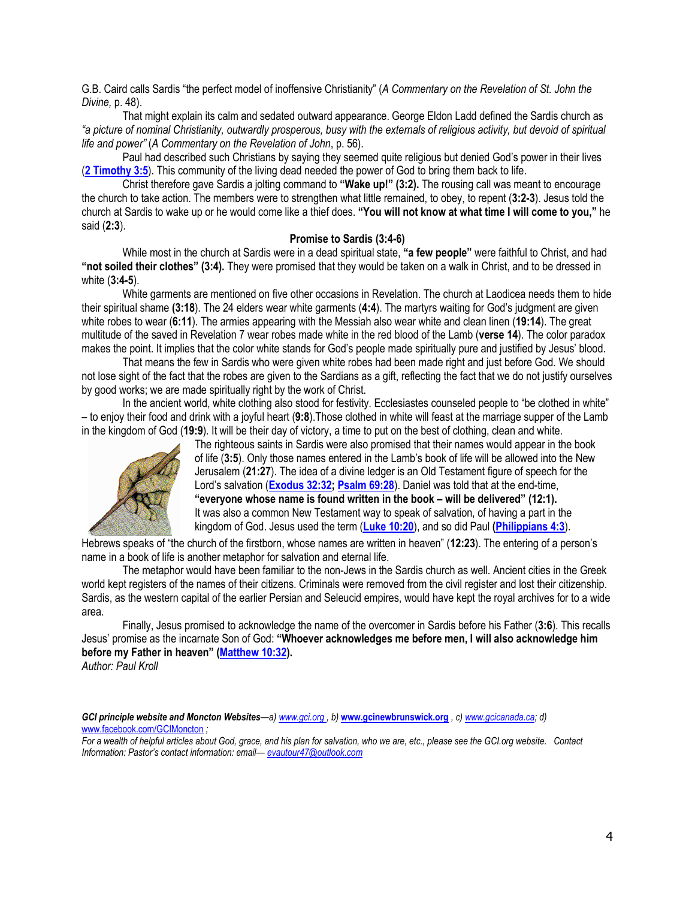G.B. Caird calls Sardis "the perfect model of inoffensive Christianity" (*A Commentary on the Revelation of St. John the Divine,* p. 48).

That might explain its calm and sedated outward appearance. George Eldon Ladd defined the Sardis church as *"a picture of nominal Christianity, outwardly prosperous, busy with the externals of religious activity, but devoid of spiritual life and power"* (*A Commentary on the Revelation of John*, p. 56).

Paul had described such Christians by saying they seemed quite religious but denied God's power in their lives (**2 Timothy 3:5**). This community of the living dead needed the power of God to bring them back to life.

Christ therefore gave Sardis a jolting command to **"Wake up!" (3:2).** The rousing call was meant to encourage the church to take action. The members were to strengthen what little remained, to obey, to repent (**3:2-3**). Jesus told the church at Sardis to wake up or he would come like a thief does. **"You will not know at what time I will come to you,"** he said (**2:3**).

**Promise to Sardis (3:4-6)**

While most in the church at Sardis were in a dead spiritual state, **"a few people"** were faithful to Christ, and had **"not soiled their clothes" (3:4).** They were promised that they would be taken on a walk in Christ, and to be dressed in white (**3:4-5**).

White garments are mentioned on five other occasions in Revelation. The church at Laodicea needs them to hide their spiritual shame **(3:18**). The 24 elders wear white garments (**4:4**). The martyrs waiting for God's judgment are given white robes to wear (**6:11**). The armies appearing with the Messiah also wear white and clean linen (**19:14**). The great multitude of the saved in Revelation 7 wear robes made white in the red blood of the Lamb (**verse 14**). The color paradox makes the point. It implies that the color white stands for God's people made spiritually pure and justified by Jesus' blood.

That means the few in Sardis who were given white robes had been made right and just before God. We should not lose sight of the fact that the robes are given to the Sardians as a gift, reflecting the fact that we do not justify ourselves by good works; we are made spiritually right by the work of Christ.

In the ancient world, white clothing also stood for festivity. Ecclesiastes counseled people to "be clothed in white" – to enjoy their food and drink with a joyful heart (**9:8**).Those clothed in white will feast at the marriage supper of the Lamb in the kingdom of God (**19:9**). It will be their day of victory, a time to put on the best of clothing, clean and white.

The righteous saints in Sardis were also promised that their names would appear in the book of life (**3:5**). Only those names entered in the Lamb's book of life will be allowed into the New Jerusalem (**21:27**). The idea of a divine ledger is an Old Testament figure of speech for the Lord's salvation (**Exodus 32:32; Psalm 69:28**). Daniel was told that at the end-time, **"everyone whose name is found written in the book – will be delivered" (12:1).** It was also a common New Testament way to speak of salvation, of having a part in the kingdom of God. Jesus used the term (**Luke 10:20**), and so did Paul **(Philippians 4:3**). Hebrews speaks of "the church of the firstborn, whose names are written in heaven" (**12:23**). The entering of a person's name in a book of life is another metaphor for salvation and eternal life.

The metaphor would have been familiar to the non-Jews in the Sardis church as well. Ancient cities in the Greek world kept registers of the names of their citizens. Criminals were removed from the civil register and lost their citizenship. Sardis, as the western capital of the earlier Persian and Seleucid empires, would have kept the royal archives for to a wide area.

Finally, Jesus promised to acknowledge the name of the overcomer in Sardis before his Father (**3:6**). This recalls Jesus' promise as the incarnate Son of God: **"Whoever acknowledges me before men, I will also acknowledge him before my Father in heaven" (Matthew 10:32).**

*Author: Paul Kroll*

***GCI principle website and Moncton Websites****—a) www.gci.org , b)* **www.gcinewbrunswick.org** *, c) www.gcicanada.ca; d) www.facebook.com/GCIMoncton ;*

*For a wealth of helpful articles about God, grace, and his plan for salvation, who we are, etc., please see the GCI.org website. Contact Information: Pastor's contact information: email— evautour47@outlook.com*